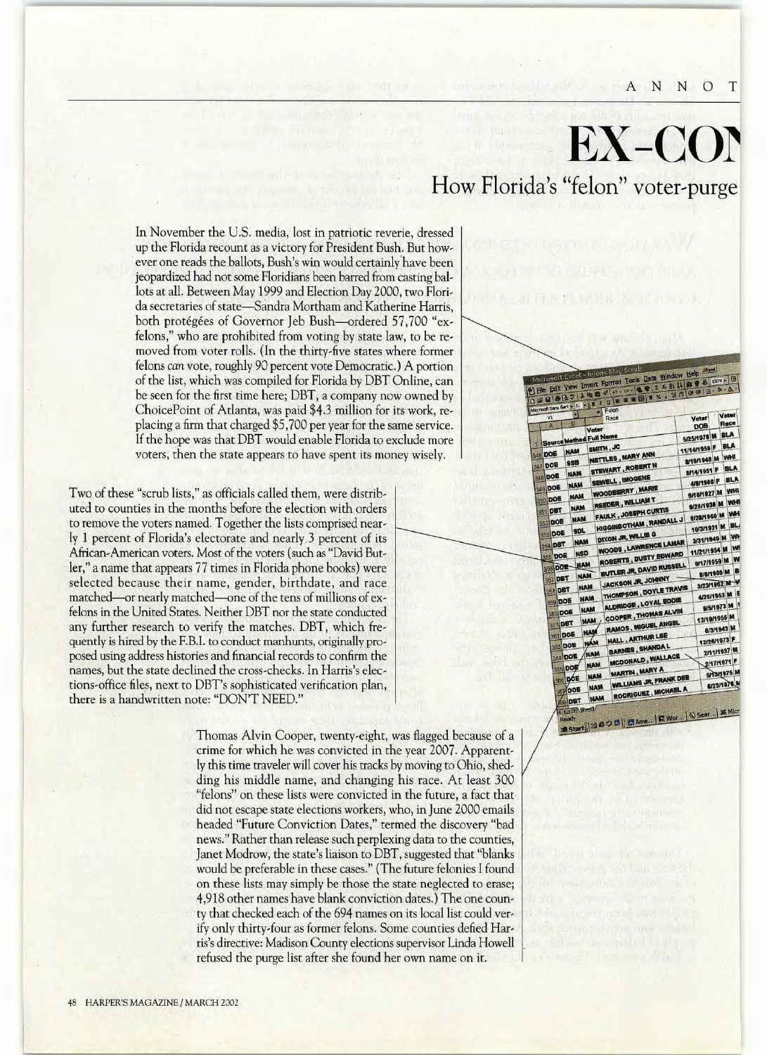ANNOT

# EX-CON

## How Florida's "felon" voter-purge

In November the U.S. media, lost in patriotic reverie, dressed up the Florida recount as a victory for President Bush. But however one reads the ballots, Bush's win would certainly have been jeopardized had not some Floridians been barred from casting ballots at all. Between May 1999 and Election Day 2000, two Florida secretaries of state—Sandra Mortham and Katherine Harris, both protégées of Governor Jeb Bush—ordered 57,700 "ex-felons," who are prohibited from voting by state law, to be removed from voter rolls. (In the thirty-five states where former felons *can* vote, roughly 90 percent vote Democratic.) A portion of the list, which was compiled for Florida by DBT Online, can be seen for the first time here; DBT, a company now owned by ChoicePoint of Atlanta, was paid $4.3 million for its work, replacing a firm that charged $5,700 per year for the same service. If the hope was that DBT would enable Florida to exclude more voters, then the state appears to have spent its money wisely.

Two of these "scrub lists," as officials called them, were distributed to counties in the months before the election with orders to remove the voters named. Together the lists comprised nearly 1 percent of Florida's electorate and nearly 3 percent of its African-American voters. Most of the voters (such as "David Butler," a name that appears 77 times in Florida phone books) were selected because their name, gender, birthdate, and race matched—or nearly matched—one of the tens of millions of ex-felons in the United States. Neither DBT nor the state conducted any further research to verify the matches. DBT, which frequently is hired by the F.B.I. to conduct manhunts, originally proposed using address histories and financial records to confirm the names, but the state declined the cross-checks. In Harris's elections-office files, next to DBT's sophisticated verification plan, there is a handwritten note: "DON'T NEED."

Thomas Alvin Cooper, twenty-eight, was flagged because of a crime for which he was convicted in the year 2007. Apparently this time traveler will cover his tracks by moving to Ohio, shedding his middle name, and changing his race. At least 300 "felons" on these lists were convicted in the future, a fact that did not escape state elections workers, who, in June 2000 emails headed "Future Conviction Dates," termed the discovery "bad news." Rather than release such perplexing data to the counties, Janet Modrow, the state's liaison to DBT, suggested that "blanks would be preferable in these cases." (The future felonies I found on these lists may simply be those the state neglected to erase; 4,918 other names have blank conviction dates.) The one county that checked each of the 694 names on its local list could verify only thirty-four as former felons. Some counties defied Harris's directive: Madison County elections supervisor Linda Howell refused the purge list after she found her own name on it.

| Source | Method | Voter Full Name | Voter DOB | Voter Race |
|---|---|---|---|---|
| DOE | NAM | SMITH, JC | 5/25/1978 M | BLA |
| DOE | SSB | NETTLES, MARY ANN | 11/14/1959 F | BLA |
| DOE | NAM | STEWART, ROBERT N | 8/19/1948 M | WHI |
| DOE | NAM | SEWELL, IMOGENE | 8/14/1951 F | BLA |
| DOE | NAM | WOODBERRY, MARIE | 4/8/1908 F | BLA |
| DBT | NAM | REEDER, WILLIAM T | 9/10/1927 M | WHI |
| DOE | NAM | FAULK, JOSEPH CURTIS | 9/29/1938 M | WHI |
| DOE | SDL | HIGGINBOTHAM, RANDALL J | 8/28/1960 M | WHI |
| DBT | NAM | DIXON JR, WILLIE G | 10/3/1931 M | BL |
| DOE | NSD | WOODS, LAWRENCE LAMAR | 3/31/1949 M | WH |
| DOE | NAM | ROBERTS, DUSTY EDWARD | 11/21/1954 M | WH |
| DBT | NAM | BUTLER JR, DAVID RUSSELL | 9/17/1959 M | W |
| DBT | NAM | JACKSON JR, JOHNNY | 8/8/1959 M | B |
| DOE | NAM | THOMPSON, DOYLE TRAVIS | 3/23/1962 M | W |
| DOE | NAM | ALDRIDGE, LOYAL EDDIE | 4/26/1953 M | |
| DBT | NAM | COOPER, THOMAS ALVIN | 9/5/1973 M | |
| DOE | NAM | RAMOS, MIGUEL ANGEL | 12/19/1956 M | |
| DOE | NAM | HALL, ARTHUR LEE | 6/3/1943 M | |
| DOE | NAM | BARNES, SHANDA L | 12/26/1973 F | |
| DOE | NAM | MCDONALD, WALLACE | 2/11/1937 M | |
| DOE | NAM | MARTIN, MARY A | 2/17/1971 F | |
| DOE | NAM | WILLIAMS JR, FRANK DEE | 5/13/1975 M | |
| DBT | NAM | RODRIGUEZ, MICHAEL A | 6/23/1976 M | |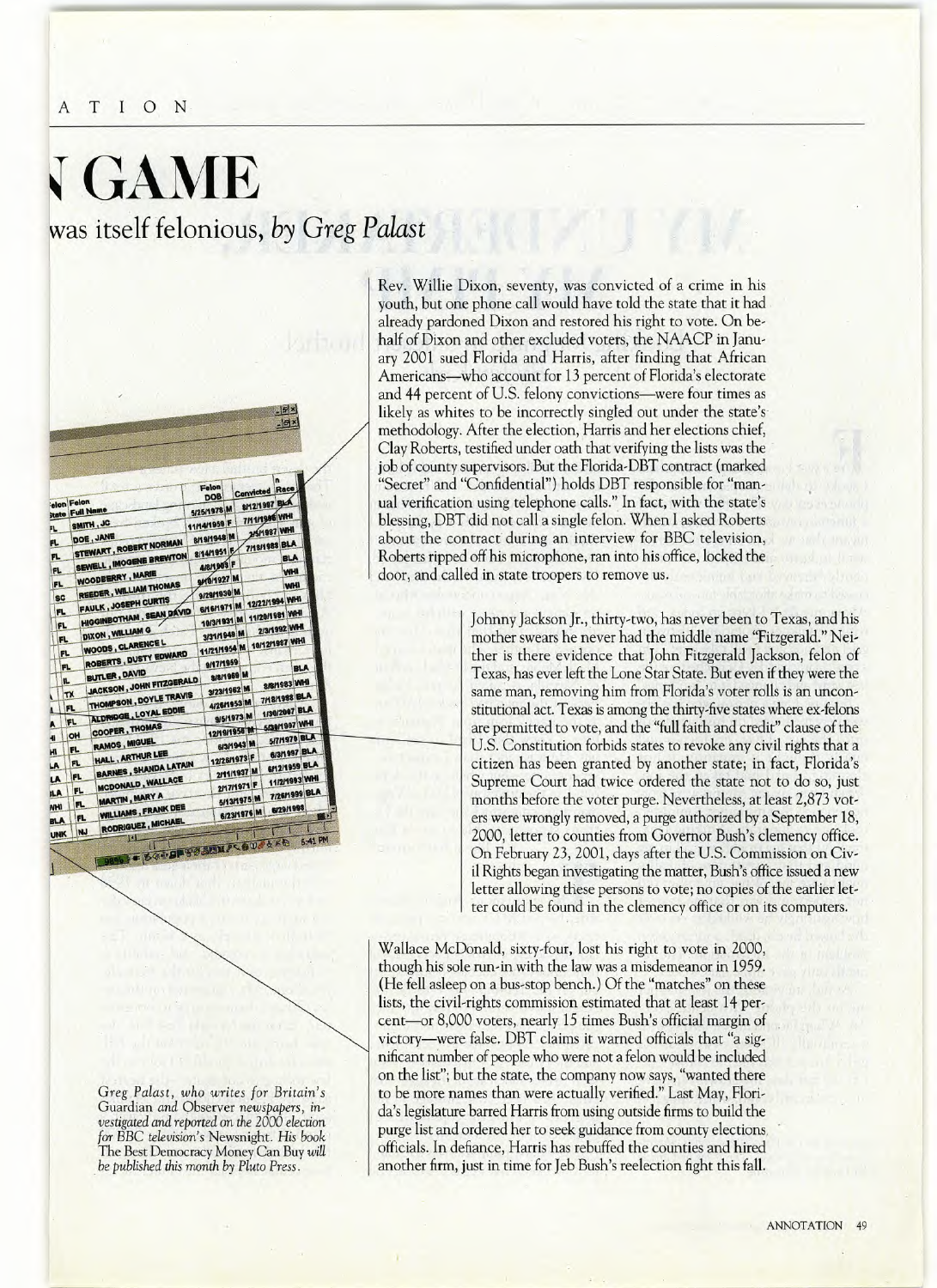# GAME

## was itself felonious, *by Greg Palast*

Rev. Willie Dixon, seventy, was convicted of a crime in his youth, but one phone call would have told the state that it had already pardoned Dixon and restored his right to vote. On behalf of Dixon and other excluded voters, the NAACP in January 2001 sued Florida and Harris, after finding that African Americans—who account for 13 percent of Florida's electorate and 44 percent of U.S. felony convictions—were four times as likely as whites to be incorrectly singled out under the state's methodology. After the election, Harris and her elections chief, Clay Roberts, testified under oath that verifying the lists was the job of county supervisors. But the Florida-DBT contract (marked "Secret" and "Confidential") holds DBT responsible for "manual verification using telephone calls." In fact, with the state's blessing, DBT did not call a single felon. When I asked Roberts about the contract during an interview for BBC television, Roberts ripped off his microphone, ran into his office, locked the door, and called in state troopers to remove us.

Johnny Jackson Jr., thirty-two, has never been to Texas, and his mother swears he never had the middle name "Fitzgerald." Neither is there evidence that John Fitzgerald Jackson, felon of Texas, has ever left the Lone Star State. But even if they were the same man, removing him from Florida's voter rolls is an unconstitutional act. Texas is among the thirty-five states where ex-felons are permitted to vote, and the "full faith and credit" clause of the U.S. Constitution forbids states to revoke any civil rights that a citizen has been granted by another state; in fact, Florida's Supreme Court had twice ordered the state not to do so, just months before the voter purge. Nevertheless, at least 2,873 voters were wrongly removed, a purge authorized by a September 18, 2000, letter to counties from Governor Bush's clemency office. On February 23, 2001, days after the U.S. Commission on Civil Rights began investigating the matter, Bush's office issued a new letter allowing these persons to vote; no copies of the earlier letter could be found in the clemency office or on its computers.

Wallace McDonald, sixty-four, lost his right to vote in 2000, though his sole run-in with the law was a misdemeanor in 1959. (He fell asleep on a bus-stop bench.) Of the "matches" on these lists, the civil-rights commission estimated that at least 14 percent—or 8,000 voters, nearly 15 times Bush's official margin of victory—were false. DBT claims it warned officials that "a significant number of people who were not a felon would be included on the list"; but the state, the company now says, "wanted there to be more names than were actually verified." Last May, Florida's legislature barred Harris from using outside firms to build the purge list and ordered her to seek guidance from county elections officials. In defiance, Harris has rebuffed the counties and hired another firm, just in time for Jeb Bush's reelection fight this fall.

*Greg Palast, who writes for Britain's* Guardian *and* Observer *newspapers, investigated and reported on the 2000 election for BBC television's* Newsnight. *His book* The Best Democracy Money Can Buy *will be published this month by Pluto Press.*